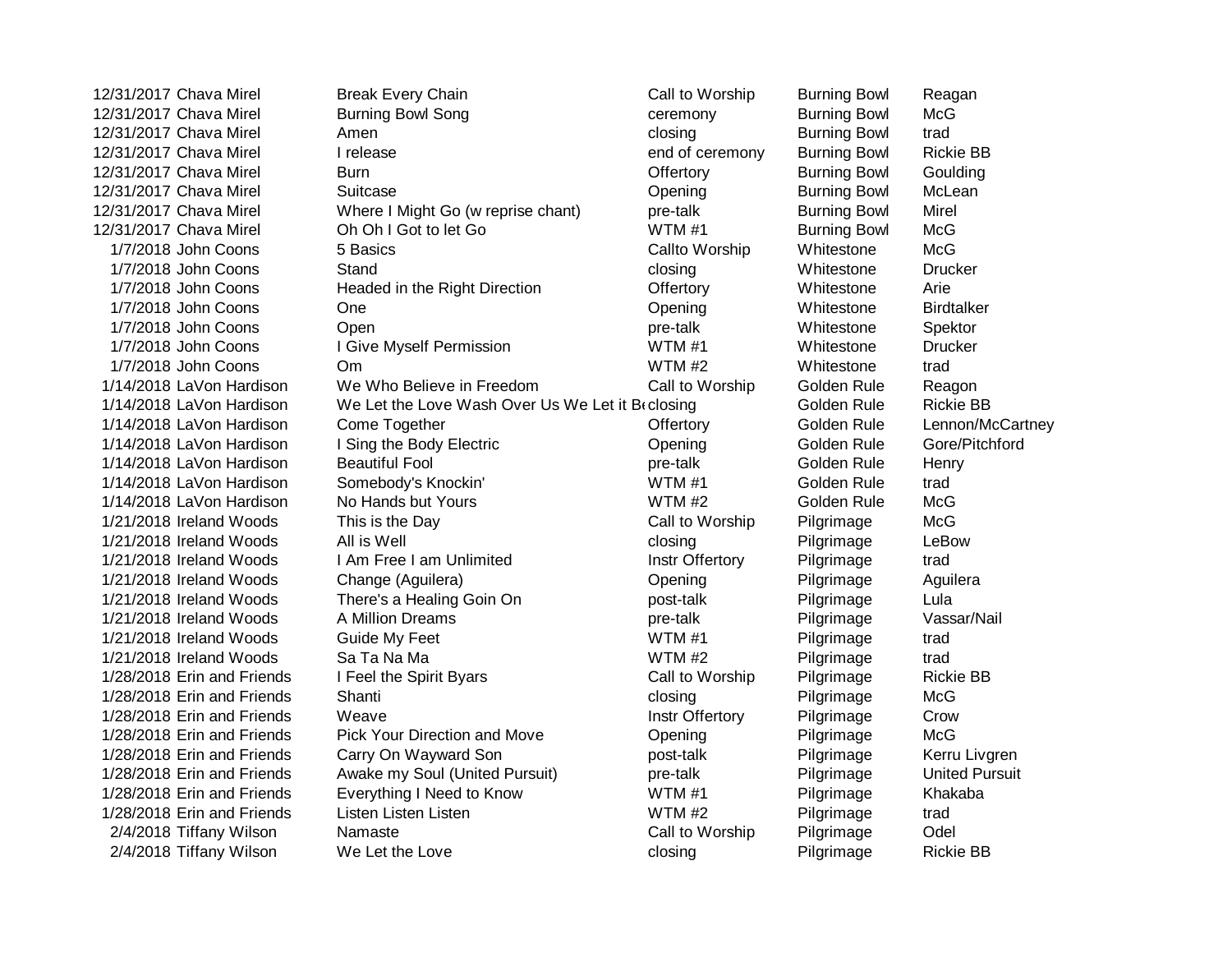| | | | | | |
|---|---|---|---|---|---|
| 12/31/2017 | Chava Mirel | Break Every Chain | Call to Worship | Burning Bowl | Reagan |
| 12/31/2017 | Chava Mirel | Burning Bowl Song | ceremony | Burning Bowl | McG |
| 12/31/2017 | Chava Mirel | Amen | closing | Burning Bowl | trad |
| 12/31/2017 | Chava Mirel | I release | end of ceremony | Burning Bowl | Rickie BB |
| 12/31/2017 | Chava Mirel | Burn | Offertory | Burning Bowl | Goulding |
| 12/31/2017 | Chava Mirel | Suitcase | Opening | Burning Bowl | McLean |
| 12/31/2017 | Chava Mirel | Where I Might Go (w reprise chant) | pre-talk | Burning Bowl | Mirel |
| 12/31/2017 | Chava Mirel | Oh Oh I Got to let Go | WTM #1 | Burning Bowl | McG |
| 1/7/2018 | John Coons | 5 Basics | Callto Worship | Whitestone | McG |
| 1/7/2018 | John Coons | Stand | closing | Whitestone | Drucker |
| 1/7/2018 | John Coons | Headed in the Right Direction | Offertory | Whitestone | Arie |
| 1/7/2018 | John Coons | One | Opening | Whitestone | Birdtalker |
| 1/7/2018 | John Coons | Open | pre-talk | Whitestone | Spektor |
| 1/7/2018 | John Coons | I Give Myself Permission | WTM #1 | Whitestone | Drucker |
| 1/7/2018 | John Coons | Om | WTM #2 | Whitestone | trad |
| 1/14/2018 | LaVon Hardison | We Who Believe in Freedom | Call to Worship | Golden Rule | Reagon |
| 1/14/2018 | LaVon Hardison | We Let the Love Wash Over Us We Let it Be | closing | Golden Rule | Rickie BB |
| 1/14/2018 | LaVon Hardison | Come Together | Offertory | Golden Rule | Lennon/McCartney |
| 1/14/2018 | LaVon Hardison | I Sing the Body Electric | Opening | Golden Rule | Gore/Pitchford |
| 1/14/2018 | LaVon Hardison | Beautiful Fool | pre-talk | Golden Rule | Henry |
| 1/14/2018 | LaVon Hardison | Somebody's Knockin' | WTM #1 | Golden Rule | trad |
| 1/14/2018 | LaVon Hardison | No Hands but Yours | WTM #2 | Golden Rule | McG |
| 1/21/2018 | Ireland Woods | This is the Day | Call to Worship | Pilgrimage | McG |
| 1/21/2018 | Ireland Woods | All is Well | closing | Pilgrimage | LeBow |
| 1/21/2018 | Ireland Woods | I Am Free I am Unlimited | Instr Offertory | Pilgrimage | trad |
| 1/21/2018 | Ireland Woods | Change (Aguilera) | Opening | Pilgrimage | Aguilera |
| 1/21/2018 | Ireland Woods | There's a Healing Goin On | post-talk | Pilgrimage | Lula |
| 1/21/2018 | Ireland Woods | A Million Dreams | pre-talk | Pilgrimage | Vassar/Nail |
| 1/21/2018 | Ireland Woods | Guide My Feet | WTM #1 | Pilgrimage | trad |
| 1/21/2018 | Ireland Woods | Sa Ta Na Ma | WTM #2 | Pilgrimage | trad |
| 1/28/2018 | Erin and Friends | I Feel the Spirit Byars | Call to Worship | Pilgrimage | Rickie BB |
| 1/28/2018 | Erin and Friends | Shanti | closing | Pilgrimage | McG |
| 1/28/2018 | Erin and Friends | Weave | Instr Offertory | Pilgrimage | Crow |
| 1/28/2018 | Erin and Friends | Pick Your Direction and Move | Opening | Pilgrimage | McG |
| 1/28/2018 | Erin and Friends | Carry On Wayward Son | post-talk | Pilgrimage | Kerru Livgren |
| 1/28/2018 | Erin and Friends | Awake my Soul (United Pursuit) | pre-talk | Pilgrimage | United Pursuit |
| 1/28/2018 | Erin and Friends | Everything I Need to Know | WTM #1 | Pilgrimage | Khakaba |
| 1/28/2018 | Erin and Friends | Listen Listen Listen | WTM #2 | Pilgrimage | trad |
| 2/4/2018 | Tiffany Wilson | Namaste | Call to Worship | Pilgrimage | Odel |
| 2/4/2018 | Tiffany Wilson | We Let the Love | closing | Pilgrimage | Rickie BB |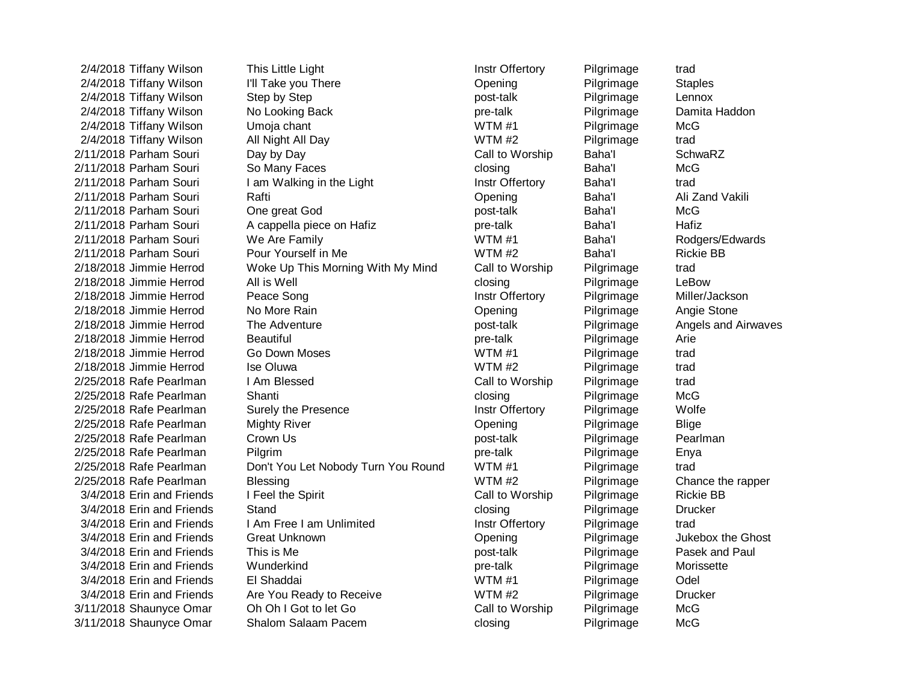| | | | | | |
|---|---|---|---|---|---|
| 2/4/2018 | Tiffany Wilson | This Little Light | Instr Offertory | Pilgrimage | trad |
| 2/4/2018 | Tiffany Wilson | I'll Take you There | Opening | Pilgrimage | Staples |
| 2/4/2018 | Tiffany Wilson | Step by Step | post-talk | Pilgrimage | Lennox |
| 2/4/2018 | Tiffany Wilson | No Looking Back | pre-talk | Pilgrimage | Damita Haddon |
| 2/4/2018 | Tiffany Wilson | Umoja chant | WTM #1 | Pilgrimage | McG |
| 2/4/2018 | Tiffany Wilson | All Night All Day | WTM #2 | Pilgrimage | trad |
| 2/11/2018 | Parham Souri | Day by Day | Call to Worship | Baha'I | SchwaRZ |
| 2/11/2018 | Parham Souri | So Many Faces | closing | Baha'I | McG |
| 2/11/2018 | Parham Souri | I am Walking in the Light | Instr Offertory | Baha'I | trad |
| 2/11/2018 | Parham Souri | Rafti | Opening | Baha'I | Ali Zand Vakili |
| 2/11/2018 | Parham Souri | One great God | post-talk | Baha'I | McG |
| 2/11/2018 | Parham Souri | A cappella piece on Hafiz | pre-talk | Baha'I | Hafiz |
| 2/11/2018 | Parham Souri | We Are Family | WTM #1 | Baha'I | Rodgers/Edwards |
| 2/11/2018 | Parham Souri | Pour Yourself in Me | WTM #2 | Baha'I | Rickie BB |
| 2/18/2018 | Jimmie Herrod | Woke Up This Morning With My Mind | Call to Worship | Pilgrimage | trad |
| 2/18/2018 | Jimmie Herrod | All is Well | closing | Pilgrimage | LeBow |
| 2/18/2018 | Jimmie Herrod | Peace Song | Instr Offertory | Pilgrimage | Miller/Jackson |
| 2/18/2018 | Jimmie Herrod | No More Rain | Opening | Pilgrimage | Angie Stone |
| 2/18/2018 | Jimmie Herrod | The Adventure | post-talk | Pilgrimage | Angels and Airwaves |
| 2/18/2018 | Jimmie Herrod | Beautiful | pre-talk | Pilgrimage | Arie |
| 2/18/2018 | Jimmie Herrod | Go Down Moses | WTM #1 | Pilgrimage | trad |
| 2/18/2018 | Jimmie Herrod | Ise Oluwa | WTM #2 | Pilgrimage | trad |
| 2/25/2018 | Rafe Pearlman | I Am Blessed | Call to Worship | Pilgrimage | trad |
| 2/25/2018 | Rafe Pearlman | Shanti | closing | Pilgrimage | McG |
| 2/25/2018 | Rafe Pearlman | Surely the Presence | Instr Offertory | Pilgrimage | Wolfe |
| 2/25/2018 | Rafe Pearlman | Mighty River | Opening | Pilgrimage | Blige |
| 2/25/2018 | Rafe Pearlman | Crown Us | post-talk | Pilgrimage | Pearlman |
| 2/25/2018 | Rafe Pearlman | Pilgrim | pre-talk | Pilgrimage | Enya |
| 2/25/2018 | Rafe Pearlman | Don't You Let Nobody Turn You Round | WTM #1 | Pilgrimage | trad |
| 2/25/2018 | Rafe Pearlman | Blessing | WTM #2 | Pilgrimage | Chance the rapper |
| 3/4/2018 | Erin and Friends | I Feel the Spirit | Call to Worship | Pilgrimage | Rickie BB |
| 3/4/2018 | Erin and Friends | Stand | closing | Pilgrimage | Drucker |
| 3/4/2018 | Erin and Friends | I Am Free I am Unlimited | Instr Offertory | Pilgrimage | trad |
| 3/4/2018 | Erin and Friends | Great Unknown | Opening | Pilgrimage | Jukebox the Ghost |
| 3/4/2018 | Erin and Friends | This is Me | post-talk | Pilgrimage | Pasek and Paul |
| 3/4/2018 | Erin and Friends | Wunderkind | pre-talk | Pilgrimage | Morissette |
| 3/4/2018 | Erin and Friends | El Shaddai | WTM #1 | Pilgrimage | Odel |
| 3/4/2018 | Erin and Friends | Are You Ready to Receive | WTM #2 | Pilgrimage | Drucker |
| 3/11/2018 | Shaunyce Omar | Oh Oh I Got to let Go | Call to Worship | Pilgrimage | McG |
| 3/11/2018 | Shaunyce Omar | Shalom Salaam Pacem | closing | Pilgrimage | McG |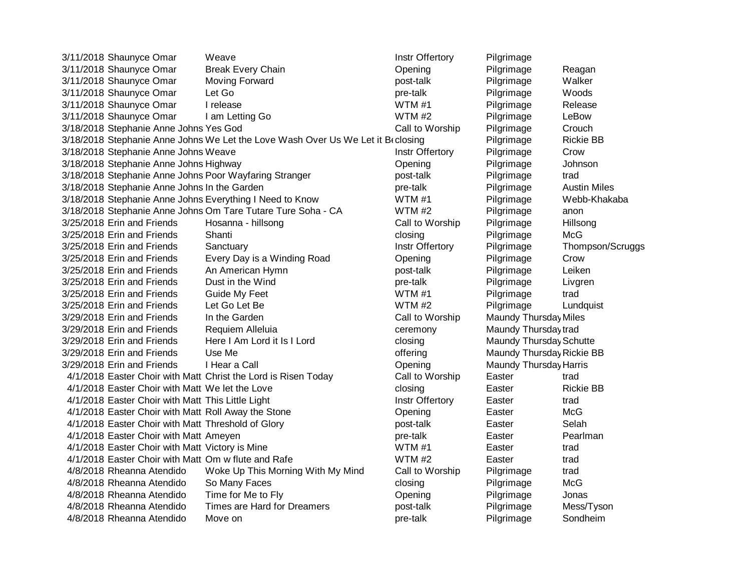| | | | | | |
|---|---|---|---|---|---|
| 3/11/2018 | Shaunyce Omar | Weave | Instr Offertory | Pilgrimage | |
| 3/11/2018 | Shaunyce Omar | Break Every Chain | Opening | Pilgrimage | Reagan |
| 3/11/2018 | Shaunyce Omar | Moving Forward | post-talk | Pilgrimage | Walker |
| 3/11/2018 | Shaunyce Omar | Let Go | pre-talk | Pilgrimage | Woods |
| 3/11/2018 | Shaunyce Omar | I release | WTM #1 | Pilgrimage | Release |
| 3/11/2018 | Shaunyce Omar | I am Letting Go | WTM #2 | Pilgrimage | LeBow |
| 3/18/2018 | Stephanie Anne Johns | Yes God | Call to Worship | Pilgrimage | Crouch |
| 3/18/2018 | Stephanie Anne Johns | We Let the Love Wash Over Us We Let it Be | closing | Pilgrimage | Rickie BB |
| 3/18/2018 | Stephanie Anne Johns | Weave | Instr Offertory | Pilgrimage | Crow |
| 3/18/2018 | Stephanie Anne Johns | Highway | Opening | Pilgrimage | Johnson |
| 3/18/2018 | Stephanie Anne Johns | Poor Wayfaring Stranger | post-talk | Pilgrimage | trad |
| 3/18/2018 | Stephanie Anne Johns | In the Garden | pre-talk | Pilgrimage | Austin Miles |
| 3/18/2018 | Stephanie Anne Johns | Everything I Need to Know | WTM #1 | Pilgrimage | Webb-Khakaba |
| 3/18/2018 | Stephanie Anne Johns | Om Tare Tutare Ture Soha - CA | WTM #2 | Pilgrimage | anon |
| 3/25/2018 | Erin and Friends | Hosanna - hillsong | Call to Worship | Pilgrimage | Hillsong |
| 3/25/2018 | Erin and Friends | Shanti | closing | Pilgrimage | McG |
| 3/25/2018 | Erin and Friends | Sanctuary | Instr Offertory | Pilgrimage | Thompson/Scruggs |
| 3/25/2018 | Erin and Friends | Every Day is a Winding Road | Opening | Pilgrimage | Crow |
| 3/25/2018 | Erin and Friends | An American Hymn | post-talk | Pilgrimage | Leiken |
| 3/25/2018 | Erin and Friends | Dust in the Wind | pre-talk | Pilgrimage | Livgren |
| 3/25/2018 | Erin and Friends | Guide My Feet | WTM #1 | Pilgrimage | trad |
| 3/25/2018 | Erin and Friends | Let Go Let Be | WTM #2 | Pilgrimage | Lundquist |
| 3/29/2018 | Erin and Friends | In the Garden | Call to Worship | Maundy Thursday | Miles |
| 3/29/2018 | Erin and Friends | Requiem Alleluia | ceremony | Maundy Thursday | trad |
| 3/29/2018 | Erin and Friends | Here I Am Lord it Is I Lord | closing | Maundy Thursday | Schutte |
| 3/29/2018 | Erin and Friends | Use Me | offering | Maundy Thursday | Rickie BB |
| 3/29/2018 | Erin and Friends | I Hear a Call | Opening | Maundy Thursday | Harris |
| 4/1/2018 | Easter Choir with Matt | Christ the Lord is Risen Today | Call to Worship | Easter | trad |
| 4/1/2018 | Easter Choir with Matt | We let the Love | closing | Easter | Rickie BB |
| 4/1/2018 | Easter Choir with Matt | This Little Light | Instr Offertory | Easter | trad |
| 4/1/2018 | Easter Choir with Matt | Roll Away the Stone | Opening | Easter | McG |
| 4/1/2018 | Easter Choir with Matt | Threshold of Glory | post-talk | Easter | Selah |
| 4/1/2018 | Easter Choir with Matt | Ameyen | pre-talk | Easter | Pearlman |
| 4/1/2018 | Easter Choir with Matt | Victory is Mine | WTM #1 | Easter | trad |
| 4/1/2018 | Easter Choir with Matt | Om w flute and Rafe | WTM #2 | Easter | trad |
| 4/8/2018 | Rheanna Atendido | Woke Up This Morning With My Mind | Call to Worship | Pilgrimage | trad |
| 4/8/2018 | Rheanna Atendido | So Many Faces | closing | Pilgrimage | McG |
| 4/8/2018 | Rheanna Atendido | Time for Me to Fly | Opening | Pilgrimage | Jonas |
| 4/8/2018 | Rheanna Atendido | Times are Hard for Dreamers | post-talk | Pilgrimage | Mess/Tyson |
| 4/8/2018 | Rheanna Atendido | Move on | pre-talk | Pilgrimage | Sondheim |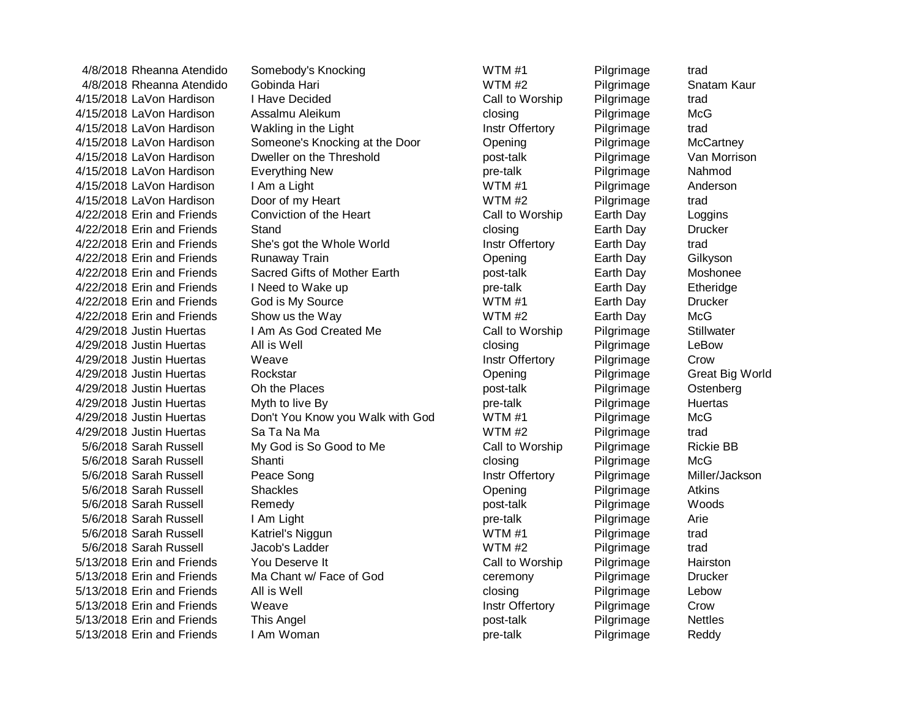| | | | | | |
|---|---|---|---|---|---|
| 4/8/2018 | Rheanna Atendido | Somebody's Knocking | WTM #1 | Pilgrimage | trad |
| 4/8/2018 | Rheanna Atendido | Gobinda Hari | WTM #2 | Pilgrimage | Snatam Kaur |
| 4/15/2018 | LaVon Hardison | I Have Decided | Call to Worship | Pilgrimage | trad |
| 4/15/2018 | LaVon Hardison | Assalmu Aleikum | closing | Pilgrimage | McG |
| 4/15/2018 | LaVon Hardison | Wakling in the Light | Instr Offertory | Pilgrimage | trad |
| 4/15/2018 | LaVon Hardison | Someone's Knocking at the Door | Opening | Pilgrimage | McCartney |
| 4/15/2018 | LaVon Hardison | Dweller on the Threshold | post-talk | Pilgrimage | Van Morrison |
| 4/15/2018 | LaVon Hardison | Everything New | pre-talk | Pilgrimage | Nahmod |
| 4/15/2018 | LaVon Hardison | I Am a Light | WTM #1 | Pilgrimage | Anderson |
| 4/15/2018 | LaVon Hardison | Door of my Heart | WTM #2 | Pilgrimage | trad |
| 4/22/2018 | Erin and Friends | Conviction of the Heart | Call to Worship | Earth Day | Loggins |
| 4/22/2018 | Erin and Friends | Stand | closing | Earth Day | Drucker |
| 4/22/2018 | Erin and Friends | She's got the Whole World | Instr Offertory | Earth Day | trad |
| 4/22/2018 | Erin and Friends | Runaway Train | Opening | Earth Day | Gilkyson |
| 4/22/2018 | Erin and Friends | Sacred Gifts of Mother Earth | post-talk | Earth Day | Moshonee |
| 4/22/2018 | Erin and Friends | I Need to Wake up | pre-talk | Earth Day | Etheridge |
| 4/22/2018 | Erin and Friends | God is My Source | WTM #1 | Earth Day | Drucker |
| 4/22/2018 | Erin and Friends | Show us the Way | WTM #2 | Earth Day | McG |
| 4/29/2018 | Justin Huertas | I Am As God Created Me | Call to Worship | Pilgrimage | Stillwater |
| 4/29/2018 | Justin Huertas | All is Well | closing | Pilgrimage | LeBow |
| 4/29/2018 | Justin Huertas | Weave | Instr Offertory | Pilgrimage | Crow |
| 4/29/2018 | Justin Huertas | Rockstar | Opening | Pilgrimage | Great Big World |
| 4/29/2018 | Justin Huertas | Oh the Places | post-talk | Pilgrimage | Ostenberg |
| 4/29/2018 | Justin Huertas | Myth to live By | pre-talk | Pilgrimage | Huertas |
| 4/29/2018 | Justin Huertas | Don't You Know you Walk with God | WTM #1 | Pilgrimage | McG |
| 4/29/2018 | Justin Huertas | Sa Ta Na Ma | WTM #2 | Pilgrimage | trad |
| 5/6/2018 | Sarah Russell | My God is So Good to Me | Call to Worship | Pilgrimage | Rickie BB |
| 5/6/2018 | Sarah Russell | Shanti | closing | Pilgrimage | McG |
| 5/6/2018 | Sarah Russell | Peace Song | Instr Offertory | Pilgrimage | Miller/Jackson |
| 5/6/2018 | Sarah Russell | Shackles | Opening | Pilgrimage | Atkins |
| 5/6/2018 | Sarah Russell | Remedy | post-talk | Pilgrimage | Woods |
| 5/6/2018 | Sarah Russell | I Am Light | pre-talk | Pilgrimage | Arie |
| 5/6/2018 | Sarah Russell | Katriel's Niggun | WTM #1 | Pilgrimage | trad |
| 5/6/2018 | Sarah Russell | Jacob's Ladder | WTM #2 | Pilgrimage | trad |
| 5/13/2018 | Erin and Friends | You Deserve It | Call to Worship | Pilgrimage | Hairston |
| 5/13/2018 | Erin and Friends | Ma Chant w/ Face of God | ceremony | Pilgrimage | Drucker |
| 5/13/2018 | Erin and Friends | All is Well | closing | Pilgrimage | Lebow |
| 5/13/2018 | Erin and Friends | Weave | Instr Offertory | Pilgrimage | Crow |
| 5/13/2018 | Erin and Friends | This Angel | post-talk | Pilgrimage | Nettles |
| 5/13/2018 | Erin and Friends | I Am Woman | pre-talk | Pilgrimage | Reddy |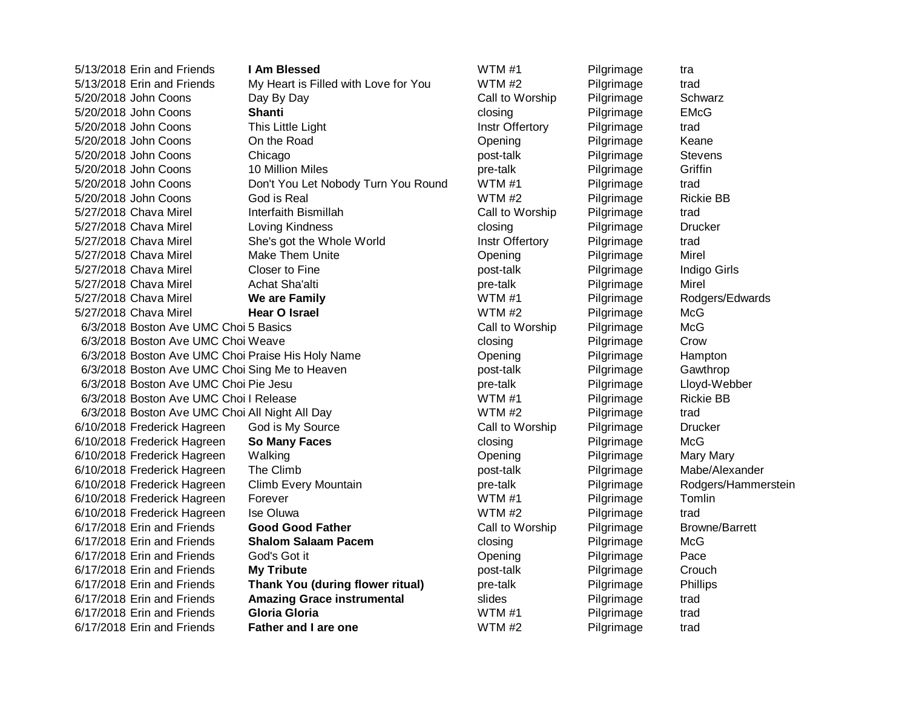| | | | | | |
|---|---|---|---|---|---|
| 5/13/2018 | Erin and Friends | **I Am Blessed** | WTM #1 | Pilgrimage | tra |
| 5/13/2018 | Erin and Friends | My Heart is Filled with Love for You | WTM #2 | Pilgrimage | trad |
| 5/20/2018 | John Coons | Day By Day | Call to Worship | Pilgrimage | Schwarz |
| 5/20/2018 | John Coons | **Shanti** | closing | Pilgrimage | EMcG |
| 5/20/2018 | John Coons | This Little Light | Instr Offertory | Pilgrimage | trad |
| 5/20/2018 | John Coons | On the Road | Opening | Pilgrimage | Keane |
| 5/20/2018 | John Coons | Chicago | post-talk | Pilgrimage | Stevens |
| 5/20/2018 | John Coons | 10 Million Miles | pre-talk | Pilgrimage | Griffin |
| 5/20/2018 | John Coons | Don't You Let Nobody Turn You Round | WTM #1 | Pilgrimage | trad |
| 5/20/2018 | John Coons | God is Real | WTM #2 | Pilgrimage | Rickie BB |
| 5/27/2018 | Chava Mirel | Interfaith Bismillah | Call to Worship | Pilgrimage | trad |
| 5/27/2018 | Chava Mirel | Loving Kindness | closing | Pilgrimage | Drucker |
| 5/27/2018 | Chava Mirel | She's got the Whole World | Instr Offertory | Pilgrimage | trad |
| 5/27/2018 | Chava Mirel | Make Them Unite | Opening | Pilgrimage | Mirel |
| 5/27/2018 | Chava Mirel | Closer to Fine | post-talk | Pilgrimage | Indigo Girls |
| 5/27/2018 | Chava Mirel | Achat Sha'alti | pre-talk | Pilgrimage | Mirel |
| 5/27/2018 | Chava Mirel | **We are Family** | WTM #1 | Pilgrimage | Rodgers/Edwards |
| 5/27/2018 | Chava Mirel | **Hear O Israel** | WTM #2 | Pilgrimage | McG |
| 6/3/2018 | Boston Ave UMC Choi | 5 Basics | Call to Worship | Pilgrimage | McG |
| 6/3/2018 | Boston Ave UMC Choi | Weave | closing | Pilgrimage | Crow |
| 6/3/2018 | Boston Ave UMC Choi | Praise His Holy Name | Opening | Pilgrimage | Hampton |
| 6/3/2018 | Boston Ave UMC Choi | Sing Me to Heaven | post-talk | Pilgrimage | Gawthrop |
| 6/3/2018 | Boston Ave UMC Choi | Pie Jesu | pre-talk | Pilgrimage | Lloyd-Webber |
| 6/3/2018 | Boston Ave UMC Choi | I Release | WTM #1 | Pilgrimage | Rickie BB |
| 6/3/2018 | Boston Ave UMC Choi | All Night All Day | WTM #2 | Pilgrimage | trad |
| 6/10/2018 | Frederick Hagreen | God is My Source | Call to Worship | Pilgrimage | Drucker |
| 6/10/2018 | Frederick Hagreen | **So Many Faces** | closing | Pilgrimage | McG |
| 6/10/2018 | Frederick Hagreen | Walking | Opening | Pilgrimage | Mary Mary |
| 6/10/2018 | Frederick Hagreen | The Climb | post-talk | Pilgrimage | Mabe/Alexander |
| 6/10/2018 | Frederick Hagreen | Climb Every Mountain | pre-talk | Pilgrimage | Rodgers/Hammerstein |
| 6/10/2018 | Frederick Hagreen | Forever | WTM #1 | Pilgrimage | Tomlin |
| 6/10/2018 | Frederick Hagreen | Ise Oluwa | WTM #2 | Pilgrimage | trad |
| 6/17/2018 | Erin and Friends | **Good Good Father** | Call to Worship | Pilgrimage | Browne/Barrett |
| 6/17/2018 | Erin and Friends | **Shalom Salaam Pacem** | closing | Pilgrimage | McG |
| 6/17/2018 | Erin and Friends | God's Got it | Opening | Pilgrimage | Pace |
| 6/17/2018 | Erin and Friends | **My Tribute** | post-talk | Pilgrimage | Crouch |
| 6/17/2018 | Erin and Friends | **Thank You (during flower ritual)** | pre-talk | Pilgrimage | Phillips |
| 6/17/2018 | Erin and Friends | **Amazing Grace instrumental** | slides | Pilgrimage | trad |
| 6/17/2018 | Erin and Friends | **Gloria Gloria** | WTM #1 | Pilgrimage | trad |
| 6/17/2018 | Erin and Friends | **Father and I are one** | WTM #2 | Pilgrimage | trad |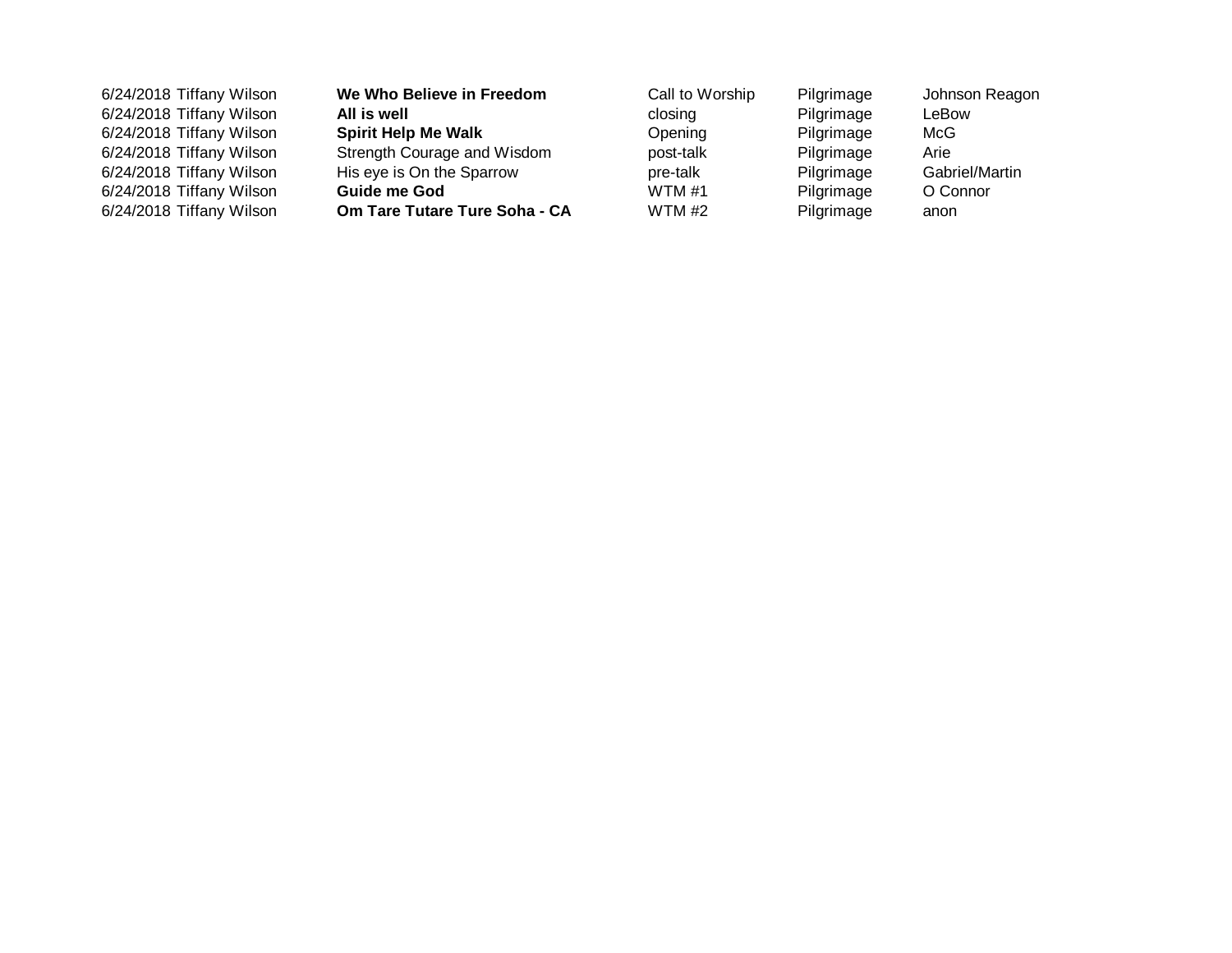| | | | | | |
|---|---|---|---|---|---|
| 6/24/2018 | Tiffany Wilson | **We Who Believe in Freedom** | Call to Worship | Pilgrimage | Johnson Reagon |
| 6/24/2018 | Tiffany Wilson | **All is well** | closing | Pilgrimage | LeBow |
| 6/24/2018 | Tiffany Wilson | **Spirit Help Me Walk** | Opening | Pilgrimage | McG |
| 6/24/2018 | Tiffany Wilson | Strength Courage and Wisdom | post-talk | Pilgrimage | Arie |
| 6/24/2018 | Tiffany Wilson | His eye is On the Sparrow | pre-talk | Pilgrimage | Gabriel/Martin |
| 6/24/2018 | Tiffany Wilson | **Guide me God** | WTM #1 | Pilgrimage | O Connor |
| 6/24/2018 | Tiffany Wilson | **Om Tare Tutare Ture Soha - CA** | WTM #2 | Pilgrimage | anon |